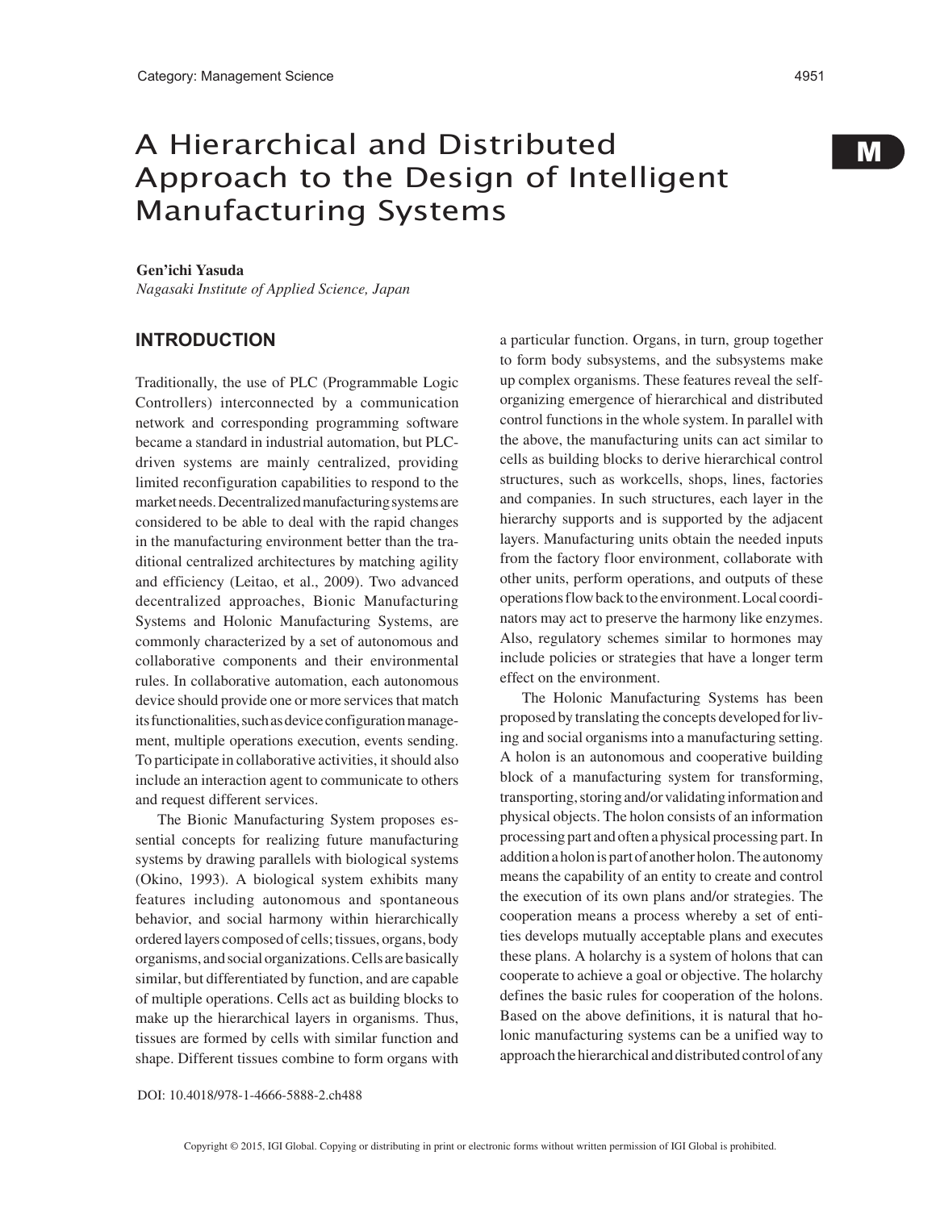# A Hierarchical and Distributed Approach to the Design of Intelligent Manufacturing Systems

**Gen'ichi Yasuda**
*Nagasaki Institute of Applied Science, Japan*

## INTRODUCTION

Traditionally, the use of PLC (Programmable Logic Controllers) interconnected by a communication network and corresponding programming software became a standard in industrial automation, but PLC-driven systems are mainly centralized, providing limited reconfiguration capabilities to respond to the market needs. Decentralized manufacturing systems are considered to be able to deal with the rapid changes in the manufacturing environment better than the traditional centralized architectures by matching agility and efficiency (Leitao, et al., 2009). Two advanced decentralized approaches, Bionic Manufacturing Systems and Holonic Manufacturing Systems, are commonly characterized by a set of autonomous and collaborative components and their environmental rules. In collaborative automation, each autonomous device should provide one or more services that match its functionalities, such as device configuration management, multiple operations execution, events sending. To participate in collaborative activities, it should also include an interaction agent to communicate to others and request different services.

The Bionic Manufacturing System proposes essential concepts for realizing future manufacturing systems by drawing parallels with biological systems (Okino, 1993). A biological system exhibits many features including autonomous and spontaneous behavior, and social harmony within hierarchically ordered layers composed of cells; tissues, organs, body organisms, and social organizations. Cells are basically similar, but differentiated by function, and are capable of multiple operations. Cells act as building blocks to make up the hierarchical layers in organisms. Thus, tissues are formed by cells with similar function and shape. Different tissues combine to form organs with a particular function. Organs, in turn, group together to form body subsystems, and the subsystems make up complex organisms. These features reveal the self-organizing emergence of hierarchical and distributed control functions in the whole system. In parallel with the above, the manufacturing units can act similar to cells as building blocks to derive hierarchical control structures, such as workcells, shops, lines, factories and companies. In such structures, each layer in the hierarchy supports and is supported by the adjacent layers. Manufacturing units obtain the needed inputs from the factory floor environment, collaborate with other units, perform operations, and outputs of these operations flow back to the environment. Local coordinators may act to preserve the harmony like enzymes. Also, regulatory schemes similar to hormones may include policies or strategies that have a longer term effect on the environment.

The Holonic Manufacturing Systems has been proposed by translating the concepts developed for living and social organisms into a manufacturing setting. A holon is an autonomous and cooperative building block of a manufacturing system for transforming, transporting, storing and/or validating information and physical objects. The holon consists of an information processing part and often a physical processing part. In addition a holon is part of another holon. The autonomy means the capability of an entity to create and control the execution of its own plans and/or strategies. The cooperation means a process whereby a set of entities develops mutually acceptable plans and executes these plans. A holarchy is a system of holons that can cooperate to achieve a goal or objective. The holarchy defines the basic rules for cooperation of the holons. Based on the above definitions, it is natural that holonic manufacturing systems can be a unified way to approach the hierarchical and distributed control of any

DOI: 10.4018/978-1-4666-5888-2.ch488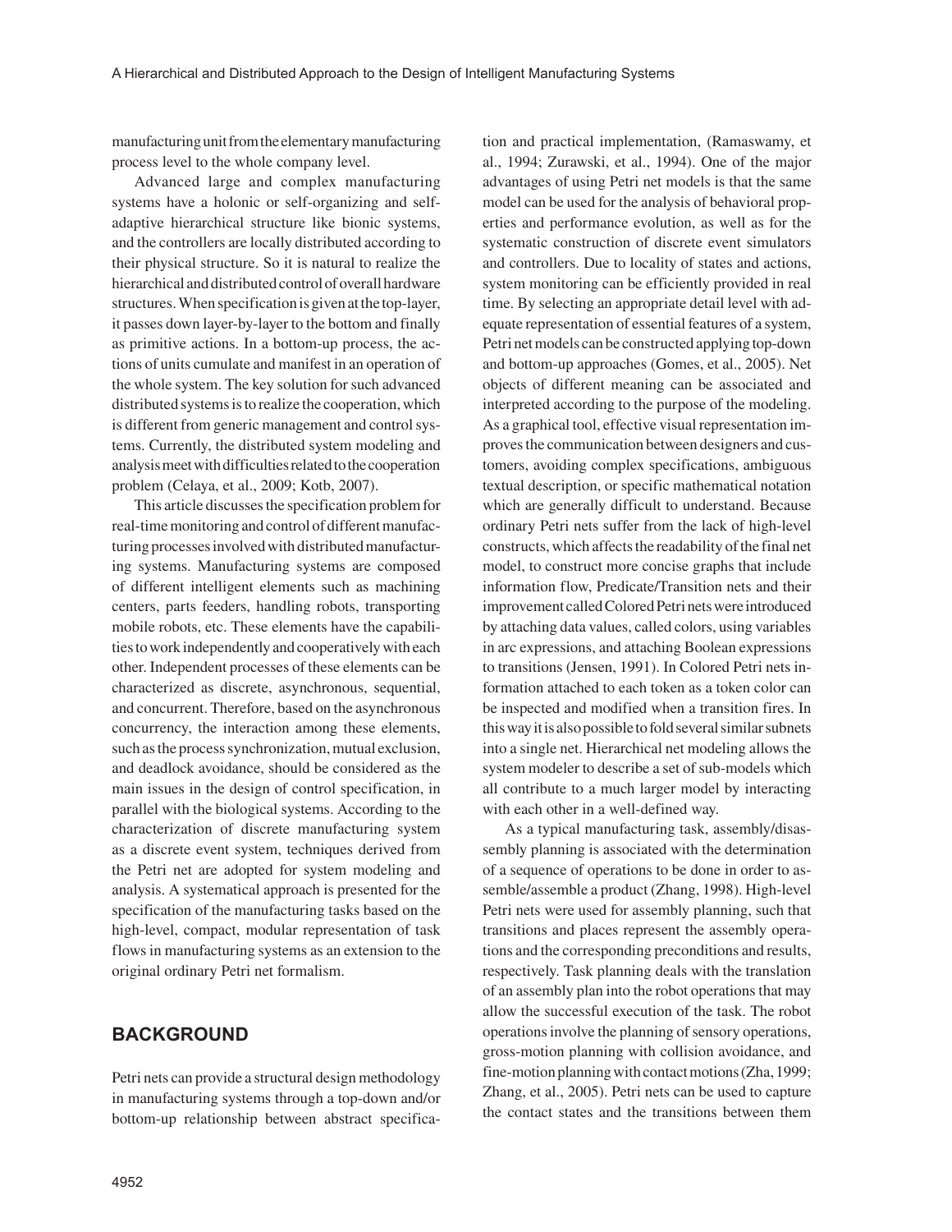manufacturing unit from the elementary manufacturing process level to the whole company level.

Advanced large and complex manufacturing systems have a holonic or self-organizing and self-adaptive hierarchical structure like bionic systems, and the controllers are locally distributed according to their physical structure. So it is natural to realize the hierarchical and distributed control of overall hardware structures. When specification is given at the top-layer, it passes down layer-by-layer to the bottom and finally as primitive actions. In a bottom-up process, the actions of units cumulate and manifest in an operation of the whole system. The key solution for such advanced distributed systems is to realize the cooperation, which is different from generic management and control systems. Currently, the distributed system modeling and analysis meet with difficulties related to the cooperation problem (Celaya, et al., 2009; Kotb, 2007).

This article discusses the specification problem for real-time monitoring and control of different manufacturing processes involved with distributed manufacturing systems. Manufacturing systems are composed of different intelligent elements such as machining centers, parts feeders, handling robots, transporting mobile robots, etc. These elements have the capabilities to work independently and cooperatively with each other. Independent processes of these elements can be characterized as discrete, asynchronous, sequential, and concurrent. Therefore, based on the asynchronous concurrency, the interaction among these elements, such as the process synchronization, mutual exclusion, and deadlock avoidance, should be considered as the main issues in the design of control specification, in parallel with the biological systems. According to the characterization of discrete manufacturing system as a discrete event system, techniques derived from the Petri net are adopted for system modeling and analysis. A systematical approach is presented for the specification of the manufacturing tasks based on the high-level, compact, modular representation of task flows in manufacturing systems as an extension to the original ordinary Petri net formalism.

## BACKGROUND

Petri nets can provide a structural design methodology in manufacturing systems through a top-down and/or bottom-up relationship between abstract specification and practical implementation, (Ramaswamy, et al., 1994; Zurawski, et al., 1994). One of the major advantages of using Petri net models is that the same model can be used for the analysis of behavioral properties and performance evolution, as well as for the systematic construction of discrete event simulators and controllers. Due to locality of states and actions, system monitoring can be efficiently provided in real time. By selecting an appropriate detail level with adequate representation of essential features of a system, Petri net models can be constructed applying top-down and bottom-up approaches (Gomes, et al., 2005). Net objects of different meaning can be associated and interpreted according to the purpose of the modeling. As a graphical tool, effective visual representation improves the communication between designers and customers, avoiding complex specifications, ambiguous textual description, or specific mathematical notation which are generally difficult to understand. Because ordinary Petri nets suffer from the lack of high-level constructs, which affects the readability of the final net model, to construct more concise graphs that include information flow, Predicate/Transition nets and their improvement called Colored Petri nets were introduced by attaching data values, called colors, using variables in arc expressions, and attaching Boolean expressions to transitions (Jensen, 1991). In Colored Petri nets information attached to each token as a token color can be inspected and modified when a transition fires. In this way it is also possible to fold several similar subnets into a single net. Hierarchical net modeling allows the system modeler to describe a set of sub-models which all contribute to a much larger model by interacting with each other in a well-defined way.

As a typical manufacturing task, assembly/disassembly planning is associated with the determination of a sequence of operations to be done in order to assemble/assemble a product (Zhang, 1998). High-level Petri nets were used for assembly planning, such that transitions and places represent the assembly operations and the corresponding preconditions and results, respectively. Task planning deals with the translation of an assembly plan into the robot operations that may allow the successful execution of the task. The robot operations involve the planning of sensory operations, gross-motion planning with collision avoidance, and fine-motion planning with contact motions (Zha, 1999; Zhang, et al., 2005). Petri nets can be used to capture the contact states and the transitions between them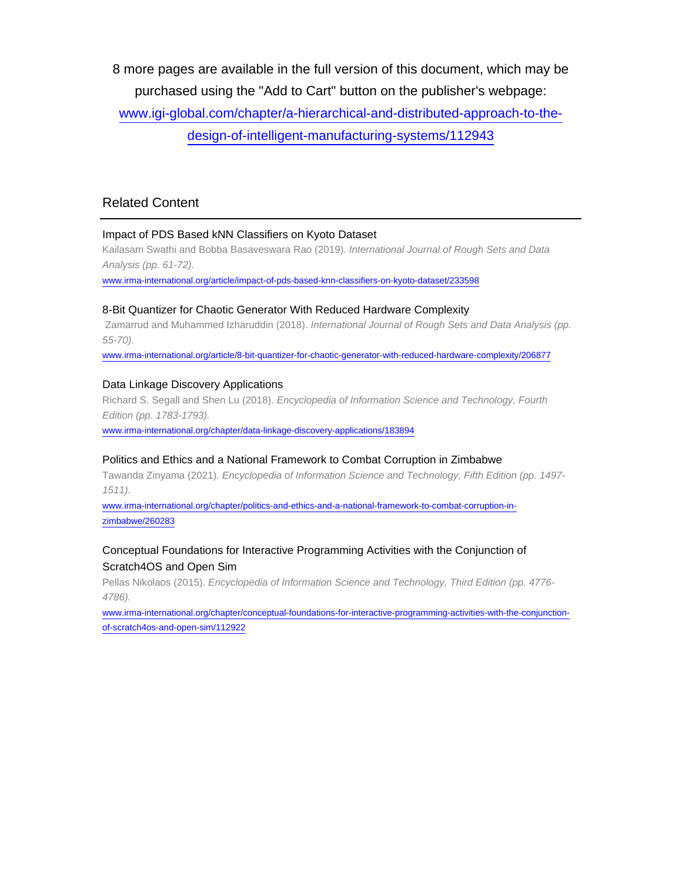8 more pages are available in the full version of this document, which may be purchased using the "Add to Cart" button on the publisher's webpage: www.igi-global.com/chapter/a-hierarchical-and-distributed-approach-to-the-design-of-intelligent-manufacturing-systems/112943

## Related Content

**Impact of PDS Based kNN Classifiers on Kyoto Dataset**
Kailasam Swathi and Bobba Basaveswara Rao (2019). *International Journal of Rough Sets and Data Analysis (pp. 61-72).*
www.irma-international.org/article/impact-of-pds-based-knn-classifiers-on-kyoto-dataset/233598

**8-Bit Quantizer for Chaotic Generator With Reduced Hardware Complexity**
Zamarrud and Muhammed Izharuddin (2018). *International Journal of Rough Sets and Data Analysis (pp. 55-70).*
www.irma-international.org/article/8-bit-quantizer-for-chaotic-generator-with-reduced-hardware-complexity/206877

**Data Linkage Discovery Applications**
Richard S. Segall and Shen Lu (2018). *Encyclopedia of Information Science and Technology, Fourth Edition (pp. 1783-1793).*
www.irma-international.org/chapter/data-linkage-discovery-applications/183894

**Politics and Ethics and a National Framework to Combat Corruption in Zimbabwe**
Tawanda Zinyama (2021). *Encyclopedia of Information Science and Technology, Fifth Edition (pp. 1497-1511).*
www.irma-international.org/chapter/politics-and-ethics-and-a-national-framework-to-combat-corruption-in-zimbabwe/260283

**Conceptual Foundations for Interactive Programming Activities with the Conjunction of Scratch4OS and Open Sim**
Pellas Nikolaos (2015). *Encyclopedia of Information Science and Technology, Third Edition (pp. 4776-4786).*
www.irma-international.org/chapter/conceptual-foundations-for-interactive-programming-activities-with-the-conjunction-of-scratch4os-and-open-sim/112922